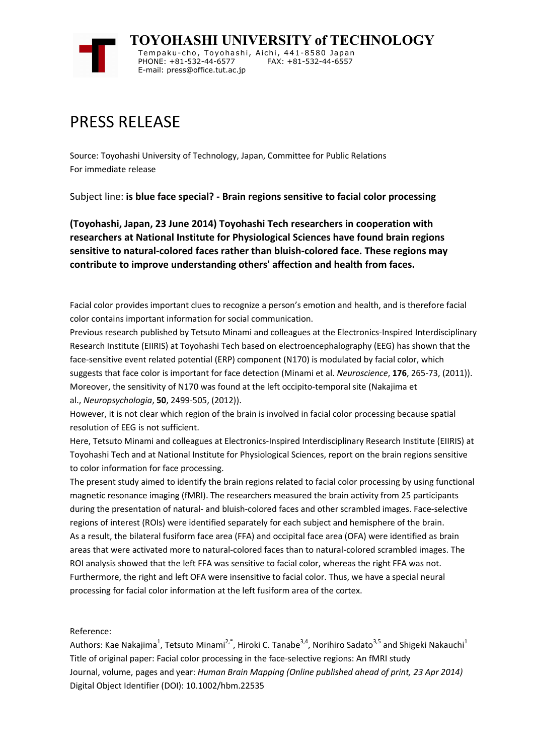**TOYOHASHI UNIVERSITY of TECHNOLOGY**

Tempaku-cho, Toyohashi, Aichi, 441-8580 Japan
PHONE: +81-532-44-6577 FAX: +81-532-44-6557
E-mail: press@office.tut.ac.jp

# PRESS RELEASE

Source: Toyohashi University of Technology, Japan, Committee for Public Relations
For immediate release

Subject line: **is blue face special? - Brain regions sensitive to facial color processing**

**(Toyohashi, Japan, 23 June 2014) Toyohashi Tech researchers in cooperation with researchers at National Institute for Physiological Sciences have found brain regions sensitive to natural-colored faces rather than bluish-colored face. These regions may contribute to improve understanding others' affection and health from faces.**

Facial color provides important clues to recognize a person's emotion and health, and is therefore facial color contains important information for social communication.

Previous research published by Tetsuto Minami and colleagues at the Electronics-Inspired Interdisciplinary Research Institute (EIIRIS) at Toyohashi Tech based on electroencephalography (EEG) has shown that the face-sensitive event related potential (ERP) component (N170) is modulated by facial color, which suggests that face color is important for face detection (Minami et al. *Neuroscience*, **176**, 265-73, (2011)). Moreover, the sensitivity of N170 was found at the left occipito-temporal site (Nakajima et al., *Neuropsychologia*, **50**, 2499-505, (2012)).

However, it is not clear which region of the brain is involved in facial color processing because spatial resolution of EEG is not sufficient.

Here, Tetsuto Minami and colleagues at Electronics-Inspired Interdisciplinary Research Institute (EIIRIS) at Toyohashi Tech and at National Institute for Physiological Sciences, report on the brain regions sensitive to color information for face processing.

The present study aimed to identify the brain regions related to facial color processing by using functional magnetic resonance imaging (fMRI). The researchers measured the brain activity from 25 participants during the presentation of natural- and bluish-colored faces and other scrambled images. Face-selective regions of interest (ROIs) were identified separately for each subject and hemisphere of the brain.

As a result, the bilateral fusiform face area (FFA) and occipital face area (OFA) were identified as brain areas that were activated more to natural-colored faces than to natural-colored scrambled images. The ROI analysis showed that the left FFA was sensitive to facial color, whereas the right FFA was not. Furthermore, the right and left OFA were insensitive to facial color. Thus, we have a special neural processing for facial color information at the left fusiform area of the cortex.

Reference:

Authors: Kae Nakajima[1], Tetsuto Minami[2,*], Hiroki C. Tanabe[3,4], Norihiro Sadato[3,5] and Shigeki Nakauchi[1]

Title of original paper: Facial color processing in the face-selective regions: An fMRI study

Journal, volume, pages and year: *Human Brain Mapping (Online published ahead of print, 23 Apr 2014)*

Digital Object Identifier (DOI): 10.1002/hbm.22535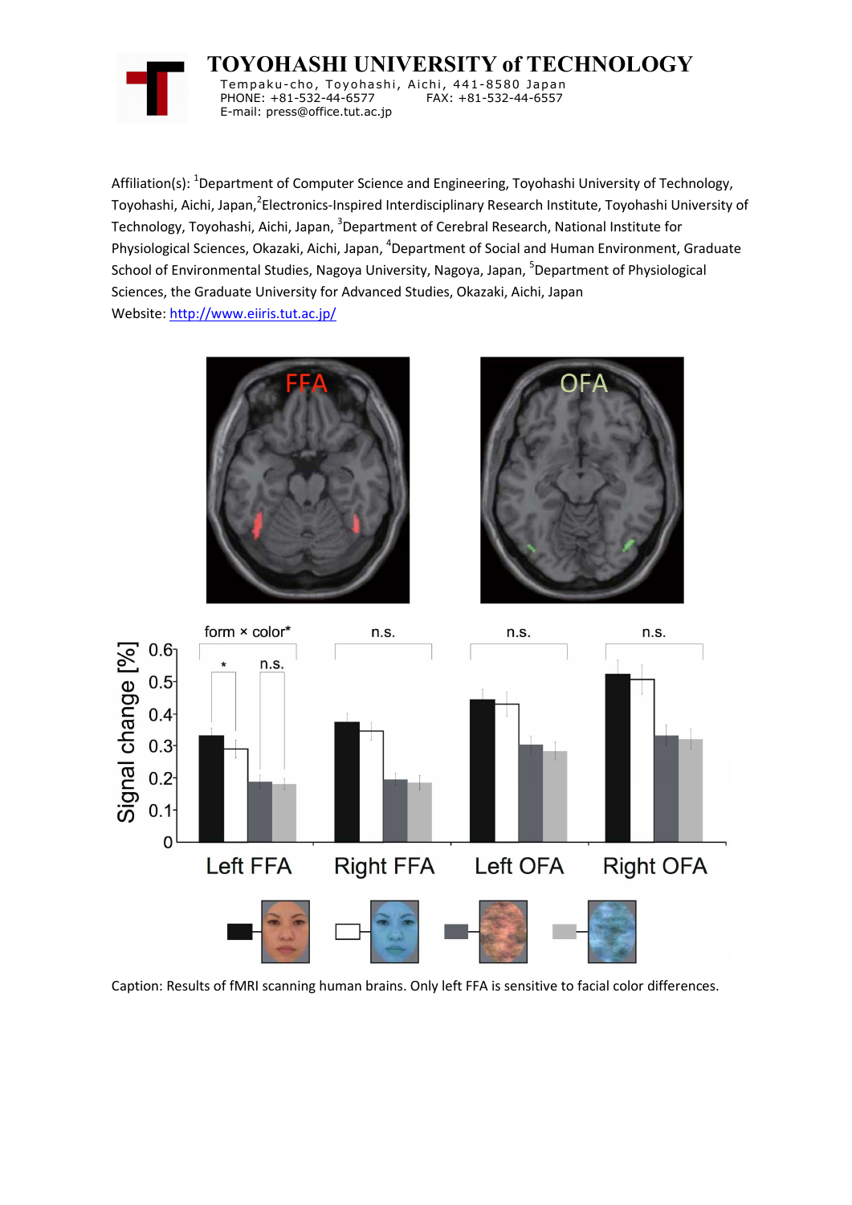# TOYOHASHI UNIVERSITY of TECHNOLOGY

Tempaku-cho, Toyohashi, Aichi, 441-8580 Japan
PHONE: +81-532-44-6577 FAX: +81-532-44-6557
E-mail: press@office.tut.ac.jp

Affiliation(s): [1]Department of Computer Science and Engineering, Toyohashi University of Technology, Toyohashi, Aichi, Japan,[2]Electronics-Inspired Interdisciplinary Research Institute, Toyohashi University of Technology, Toyohashi, Aichi, Japan, [3]Department of Cerebral Research, National Institute for Physiological Sciences, Okazaki, Aichi, Japan, [4]Department of Social and Human Environment, Graduate School of Environmental Studies, Nagoya University, Nagoya, Japan, [5]Department of Physiological Sciences, the Graduate University for Advanced Studies, Okazaki, Aichi, Japan

Website: http://www.eiiris.tut.ac.jp/

Caption: Results of fMRI scanning human brains. Only left FFA is sensitive to facial color differences.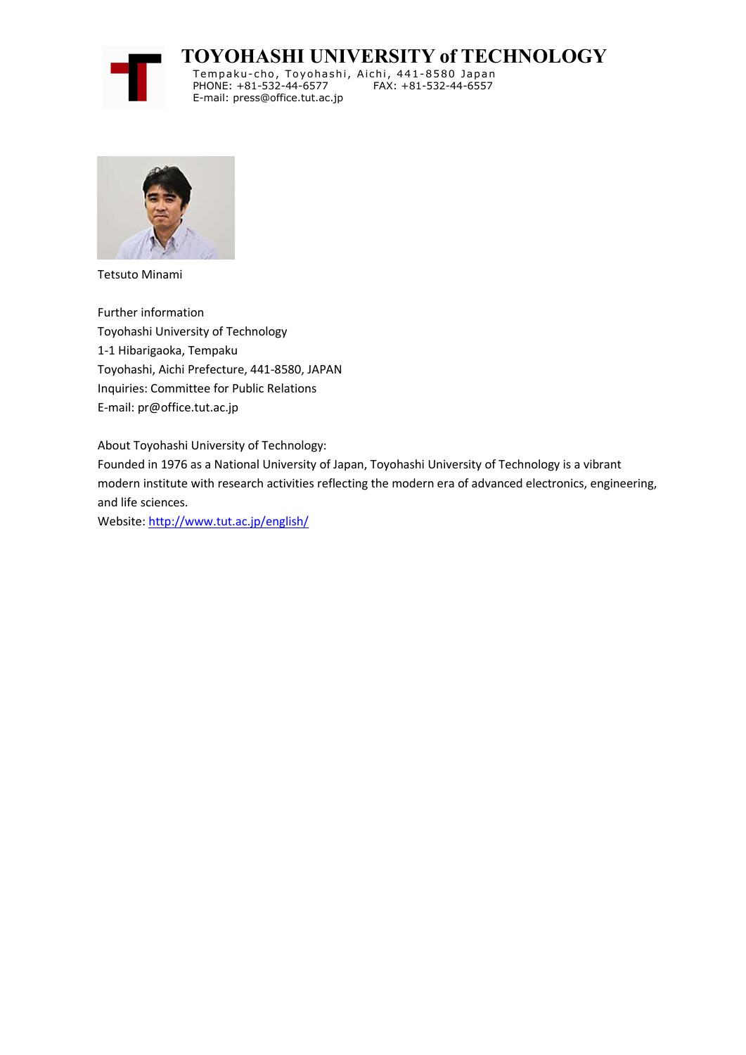# TOYOHASHI UNIVERSITY of TECHNOLOGY

Tempaku-cho, Toyohashi, Aichi, 441-8580 Japan
PHONE: +81-532-44-6577 FAX: +81-532-44-6557
E-mail: press@office.tut.ac.jp

Tetsuto Minami

Further information
Toyohashi University of Technology
1-1 Hibarigaoka, Tempaku
Toyohashi, Aichi Prefecture, 441-8580, JAPAN
Inquiries: Committee for Public Relations
E-mail: pr@office.tut.ac.jp

About Toyohashi University of Technology:
Founded in 1976 as a National University of Japan, Toyohashi University of Technology is a vibrant modern institute with research activities reflecting the modern era of advanced electronics, engineering, and life sciences.
Website: http://www.tut.ac.jp/english/